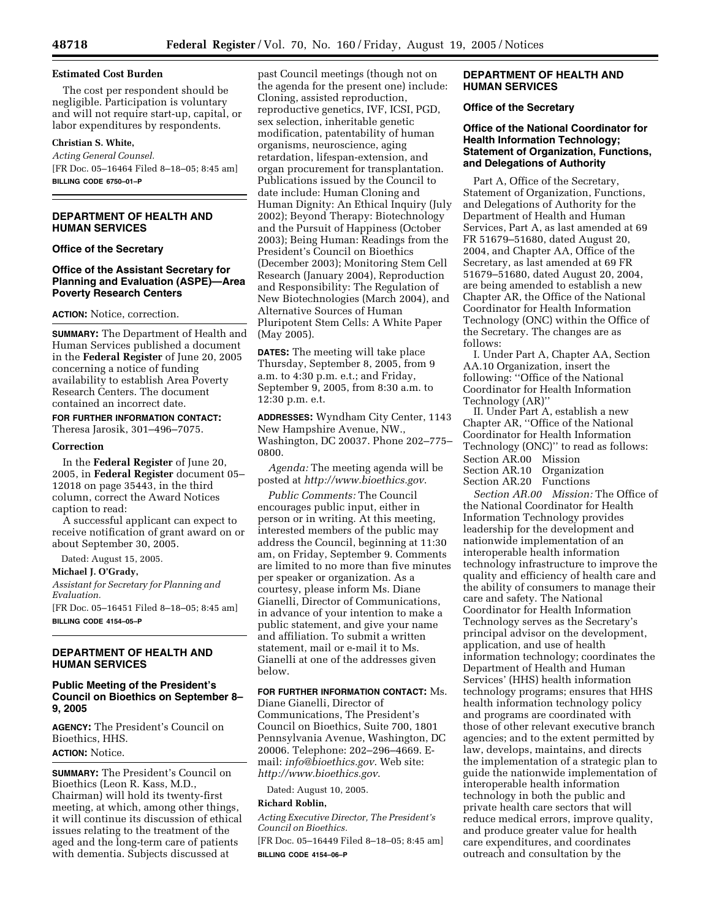**Estimated Cost Burden**

The cost per respondent should be negligible. Participation is voluntary and will not require start-up, capital, or labor expenditures by respondents.

**Christian S. White,**

*Acting General Counsel.*

[FR Doc. 05–16464 Filed 8–18–05; 8:45 am]

**BILLING CODE 6750–01–P**

---

## DEPARTMENT OF HEALTH AND HUMAN SERVICES

### Office of the Secretary

### Office of the Assistant Secretary for Planning and Evaluation (ASPE)—Area Poverty Research Centers

**ACTION:** Notice, correction.

**SUMMARY:** The Department of Health and Human Services published a document in the **Federal Register** of June 20, 2005 concerning a notice of funding availability to establish Area Poverty Research Centers. The document contained an incorrect date.

**FOR FURTHER INFORMATION CONTACT:** Theresa Jarosik, 301–496–7075.

**Correction**

In the **Federal Register** of June 20, 2005, in **Federal Register** document 05–12018 on page 35443, in the third column, correct the Award Notices caption to read:

A successful applicant can expect to receive notification of grant award on or about September 30, 2005.

Dated: August 15, 2005.

**Michael J. O'Grady,**

*Assistant for Secretary for Planning and Evaluation.*

[FR Doc. 05–16451 Filed 8–18–05; 8:45 am]

**BILLING CODE 4154–05–P**

---

## DEPARTMENT OF HEALTH AND HUMAN SERVICES

### Public Meeting of the President's Council on Bioethics on September 8–9, 2005

**AGENCY:** The President's Council on Bioethics, HHS.

**ACTION:** Notice.

**SUMMARY:** The President's Council on Bioethics (Leon R. Kass, M.D., Chairman) will hold its twenty-first meeting, at which, among other things, it will continue its discussion of ethical issues relating to the treatment of the aged and the long-term care of patients with dementia. Subjects discussed at past Council meetings (though not on the agenda for the present one) include: Cloning, assisted reproduction, reproductive genetics, IVF, ICSI, PGD, sex selection, inheritable genetic modification, patentability of human organisms, neuroscience, aging retardation, lifespan-extension, and organ procurement for transplantation. Publications issued by the Council to date include: Human Cloning and Human Dignity: An Ethical Inquiry (July 2002); Beyond Therapy: Biotechnology and the Pursuit of Happiness (October 2003); Being Human: Readings from the President's Council on Bioethics (December 2003); Monitoring Stem Cell Research (January 2004), Reproduction and Responsibility: The Regulation of New Biotechnologies (March 2004), and Alternative Sources of Human Pluripotent Stem Cells: A White Paper (May 2005).

**DATES:** The meeting will take place Thursday, September 8, 2005, from 9 a.m. to 4:30 p.m. e.t.; and Friday, September 9, 2005, from 8:30 a.m. to 12:30 p.m. e.t.

**ADDRESSES:** Wyndham City Center, 1143 New Hampshire Avenue, NW., Washington, DC 20037. Phone 202–775–0800.

*Agenda:* The meeting agenda will be posted at *http://www.bioethics.gov*.

*Public Comments:* The Council encourages public input, either in person or in writing. At this meeting, interested members of the public may address the Council, beginning at 11:30 am, on Friday, September 9. Comments are limited to no more than five minutes per speaker or organization. As a courtesy, please inform Ms. Diane Gianelli, Director of Communications, in advance of your intention to make a public statement, and give your name and affiliation. To submit a written statement, mail or e-mail it to Ms. Gianelli at one of the addresses given below.

**FOR FURTHER INFORMATION CONTACT:** Ms. Diane Gianelli, Director of Communications, The President's Council on Bioethics, Suite 700, 1801 Pennsylvania Avenue, Washington, DC 20006. Telephone: 202–296–4669. E-mail: *info@bioethics.gov*. Web site: *http://www.bioethics.gov*.

Dated: August 10, 2005.

**Richard Roblin,**

*Acting Executive Director, The President's Council on Bioethics.*

[FR Doc. 05–16449 Filed 8–18–05; 8:45 am]

**BILLING CODE 4154–06–P**

---

## DEPARTMENT OF HEALTH AND HUMAN SERVICES

### Office of the Secretary

### Office of the National Coordinator for Health Information Technology; Statement of Organization, Functions, and Delegations of Authority

Part A, Office of the Secretary, Statement of Organization, Functions, and Delegations of Authority for the Department of Health and Human Services, Part A, as last amended at 69 FR 51679–51680, dated August 20, 2004, and Chapter AA, Office of the Secretary, as last amended at 69 FR 51679–51680, dated August 20, 2004, are being amended to establish a new Chapter AR, the Office of the National Coordinator for Health Information Technology (ONC) within the Office of the Secretary. The changes are as follows:

I. Under Part A, Chapter AA, Section AA.10 Organization, insert the following: ''Office of the National Coordinator for Health Information Technology (AR)''

II. Under Part A, establish a new Chapter AR, ''Office of the National Coordinator for Health Information Technology (ONC)'' to read as follows:

Section AR.00 Mission
Section AR.10 Organization
Section AR.20 Functions

*Section AR.00 Mission:* The Office of the National Coordinator for Health Information Technology provides leadership for the development and nationwide implementation of an interoperable health information technology infrastructure to improve the quality and efficiency of health care and the ability of consumers to manage their care and safety. The National Coordinator for Health Information Technology serves as the Secretary's principal advisor on the development, application, and use of health information technology; coordinates the Department of Health and Human Services' (HHS) health information technology programs; ensures that HHS health information technology policy and programs are coordinated with those of other relevant executive branch agencies; and to the extent permitted by law, develops, maintains, and directs the implementation of a strategic plan to guide the nationwide implementation of interoperable health information technology in both the public and private health care sectors that will reduce medical errors, improve quality, and produce greater value for health care expenditures, and coordinates outreach and consultation by the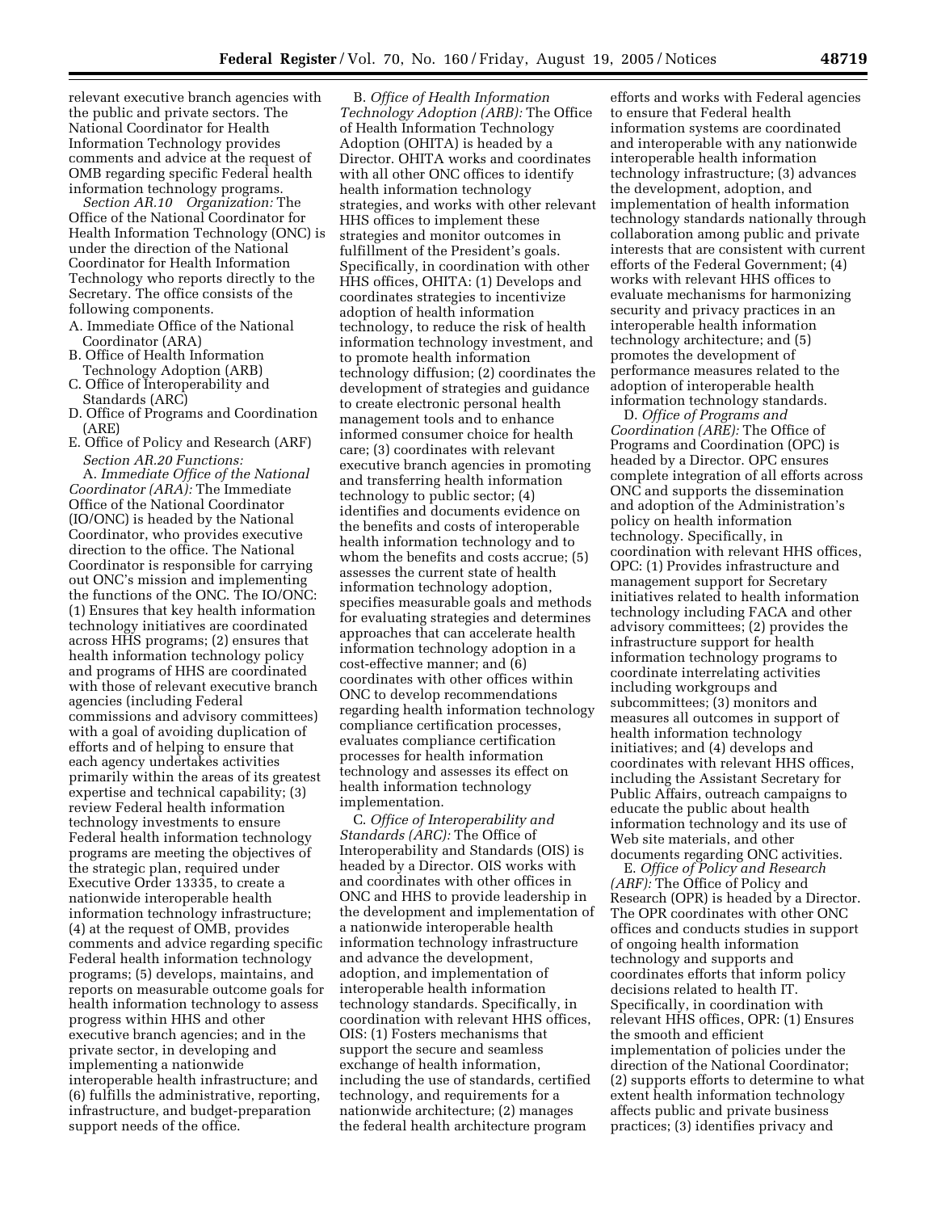relevant executive branch agencies with the public and private sectors. The National Coordinator for Health Information Technology provides comments and advice at the request of OMB regarding specific Federal health information technology programs.

*Section AR.10 Organization:* The Office of the National Coordinator for Health Information Technology (ONC) is under the direction of the National Coordinator for Health Information Technology who reports directly to the Secretary. The office consists of the following components.

A. Immediate Office of the National Coordinator (ARA)
B. Office of Health Information Technology Adoption (ARB)
C. Office of Interoperability and Standards (ARC)
D. Office of Programs and Coordination (ARE)
E. Office of Policy and Research (ARF)

*Section AR.20 Functions:*

A. *Immediate Office of the National Coordinator (ARA):* The Immediate Office of the National Coordinator (IO/ONC) is headed by the National Coordinator, who provides executive direction to the office. The National Coordinator is responsible for carrying out ONC's mission and implementing the functions of the ONC. The IO/ONC: (1) Ensures that key health information technology initiatives are coordinated across HHS programs; (2) ensures that health information technology policy and programs of HHS are coordinated with those of relevant executive branch agencies (including Federal commissions and advisory committees) with a goal of avoiding duplication of efforts and of helping to ensure that each agency undertakes activities primarily within the areas of its greatest expertise and technical capability; (3) review Federal health information technology investments to ensure Federal health information technology programs are meeting the objectives of the strategic plan, required under Executive Order 13335, to create a nationwide interoperable health information technology infrastructure; (4) at the request of OMB, provides comments and advice regarding specific Federal health information technology programs; (5) develops, maintains, and reports on measurable outcome goals for health information technology to assess progress within HHS and other executive branch agencies; and in the private sector, in developing and implementing a nationwide interoperable health infrastructure; and (6) fulfills the administrative, reporting, infrastructure, and budget-preparation support needs of the office.

B. *Office of Health Information Technology Adoption (ARB):* The Office of Health Information Technology Adoption (OHITA) is headed by a Director. OHITA works and coordinates with all other ONC offices to identify health information technology strategies, and works with other relevant HHS offices to implement these strategies and monitor outcomes in fulfillment of the President's goals. Specifically, in coordination with other HHS offices, OHITA: (1) Develops and coordinates strategies to incentivize adoption of health information technology, to reduce the risk of health information technology investment, and to promote health information technology diffusion; (2) coordinates the development of strategies and guidance to create electronic personal health management tools and to enhance informed consumer choice for health care; (3) coordinates with relevant executive branch agencies in promoting and transferring health information technology to public sector; (4) identifies and documents evidence on the benefits and costs of interoperable health information technology and to whom the benefits and costs accrue; (5) assesses the current state of health information technology adoption, specifies measurable goals and methods for evaluating strategies and determines approaches that can accelerate health information technology adoption in a cost-effective manner; and (6) coordinates with other offices within ONC to develop recommendations regarding health information technology compliance certification processes, evaluates compliance certification processes for health information technology and assesses its effect on health information technology implementation.

C. *Office of Interoperability and Standards (ARC):* The Office of Interoperability and Standards (OIS) is headed by a Director. OIS works with and coordinates with other offices in ONC and HHS to provide leadership in the development and implementation of a nationwide interoperable health information technology infrastructure and advance the development, adoption, and implementation of interoperable health information technology standards. Specifically, in coordination with relevant HHS offices, OIS: (1) Fosters mechanisms that support the secure and seamless exchange of health information, including the use of standards, certified technology, and requirements for a nationwide architecture; (2) manages the federal health architecture program efforts and works with Federal agencies to ensure that Federal health information systems are coordinated and interoperable with any nationwide interoperable health information technology infrastructure; (3) advances the development, adoption, and implementation of health information technology standards nationally through collaboration among public and private interests that are consistent with current efforts of the Federal Government; (4) works with relevant HHS offices to evaluate mechanisms for harmonizing security and privacy practices in an interoperable health information technology architecture; and (5) promotes the development of performance measures related to the adoption of interoperable health information technology standards.

D. *Office of Programs and Coordination (ARE):* The Office of Programs and Coordination (OPC) is headed by a Director. OPC ensures complete integration of all efforts across ONC and supports the dissemination and adoption of the Administration's policy on health information technology. Specifically, in coordination with relevant HHS offices, OPC: (1) Provides infrastructure and management support for Secretary initiatives related to health information technology including FACA and other advisory committees; (2) provides the infrastructure support for health information technology programs to coordinate interrelating activities including workgroups and subcommittees; (3) monitors and measures all outcomes in support of health information technology initiatives; and (4) develops and coordinates with relevant HHS offices, including the Assistant Secretary for Public Affairs, outreach campaigns to educate the public about health information technology and its use of Web site materials, and other documents regarding ONC activities.

E. *Office of Policy and Research (ARF):* The Office of Policy and Research (OPR) is headed by a Director. The OPR coordinates with other ONC offices and conducts studies in support of ongoing health information technology and supports and coordinates efforts that inform policy decisions related to health IT. Specifically, in coordination with relevant HHS offices, OPR: (1) Ensures the smooth and efficient implementation of policies under the direction of the National Coordinator; (2) supports efforts to determine to what extent health information technology affects public and private business practices; (3) identifies privacy and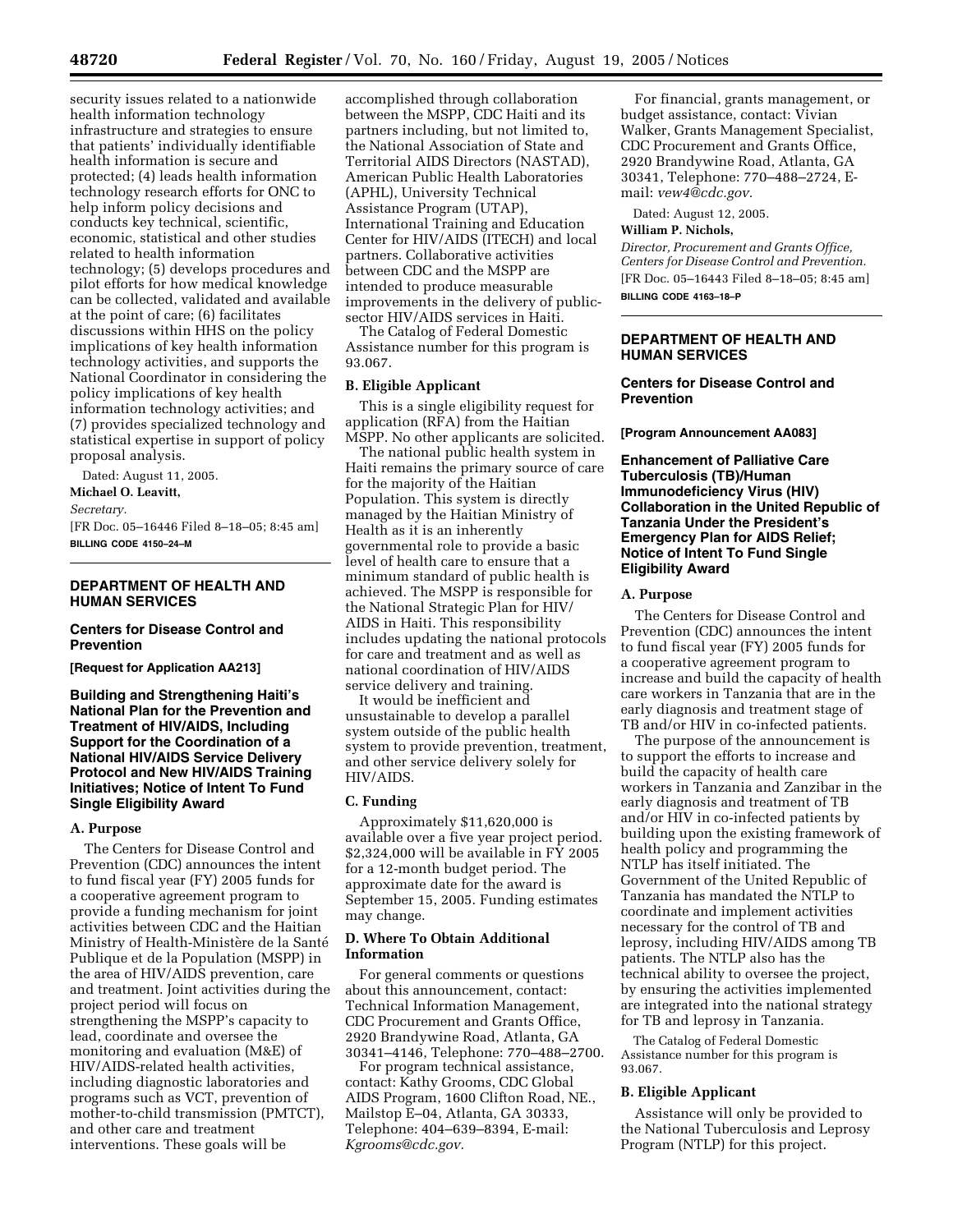security issues related to a nationwide health information technology infrastructure and strategies to ensure that patients' individually identifiable health information is secure and protected; (4) leads health information technology research efforts for ONC to help inform policy decisions and conducts key technical, scientific, economic, statistical and other studies related to health information technology; (5) develops procedures and pilot efforts for how medical knowledge can be collected, validated and available at the point of care; (6) facilitates discussions within HHS on the policy implications of key health information technology activities, and supports the National Coordinator in considering the policy implications of key health information technology activities; and (7) provides specialized technology and statistical expertise in support of policy proposal analysis.

Dated: August 11, 2005.

**Michael O. Leavitt,**

*Secretary.*

[FR Doc. 05–16446 Filed 8–18–05; 8:45 am]

**BILLING CODE 4150–24–M**

---

## DEPARTMENT OF HEALTH AND HUMAN SERVICES

### Centers for Disease Control and Prevention

**[Request for Application AA213]**

### Building and Strengthening Haiti's National Plan for the Prevention and Treatment of HIV/AIDS, Including Support for the Coordination of a National HIV/AIDS Service Delivery Protocol and New HIV/AIDS Training Initiatives; Notice of Intent To Fund Single Eligibility Award

#### A. Purpose

The Centers for Disease Control and Prevention (CDC) announces the intent to fund fiscal year (FY) 2005 funds for a cooperative agreement program to provide a funding mechanism for joint activities between CDC and the Haitian Ministry of Health-Ministère de la Santé Publique et de la Population (MSPP) in the area of HIV/AIDS prevention, care and treatment. Joint activities during the project period will focus on strengthening the MSPP's capacity to lead, coordinate and oversee the monitoring and evaluation (M&E) of HIV/AIDS-related health activities, including diagnostic laboratories and programs such as VCT, prevention of mother-to-child transmission (PMTCT), and other care and treatment interventions. These goals will be accomplished through collaboration between the MSPP, CDC Haiti and its partners including, but not limited to, the National Association of State and Territorial AIDS Directors (NASTAD), American Public Health Laboratories (APHL), University Technical Assistance Program (UTAP), International Training and Education Center for HIV/AIDS (ITECH) and local partners. Collaborative activities between CDC and the MSPP are intended to produce measurable improvements in the delivery of public-sector HIV/AIDS services in Haiti.

The Catalog of Federal Domestic Assistance number for this program is 93.067.

#### B. Eligible Applicant

This is a single eligibility request for application (RFA) from the Haitian MSPP. No other applicants are solicited.

The national public health system in Haiti remains the primary source of care for the majority of the Haitian Population. This system is directly managed by the Haitian Ministry of Health as it is an inherently governmental role to provide a basic level of health care to ensure that a minimum standard of public health is achieved. The MSPP is responsible for the National Strategic Plan for HIV/AIDS in Haiti. This responsibility includes updating the national protocols for care and treatment and as well as national coordination of HIV/AIDS service delivery and training.

It would be inefficient and unsustainable to develop a parallel system outside of the public health system to provide prevention, treatment, and other service delivery solely for HIV/AIDS.

#### C. Funding

Approximately $11,620,000 is available over a five year project period. $2,324,000 will be available in FY 2005 for a 12-month budget period. The approximate date for the award is September 15, 2005. Funding estimates may change.

#### D. Where To Obtain Additional Information

For general comments or questions about this announcement, contact: Technical Information Management, CDC Procurement and Grants Office, 2920 Brandywine Road, Atlanta, GA 30341–4146, Telephone: 770–488–2700.

For program technical assistance, contact: Kathy Grooms, CDC Global AIDS Program, 1600 Clifton Road, NE., Mailstop E–04, Atlanta, GA 30333, Telephone: 404–639–8394, E-mail: *Kgrooms@cdc.gov*.

For financial, grants management, or budget assistance, contact: Vivian Walker, Grants Management Specialist, CDC Procurement and Grants Office, 2920 Brandywine Road, Atlanta, GA 30341, Telephone: 770–488–2724, E-mail: *vew4@cdc.gov*.

Dated: August 12, 2005.

**William P. Nichols,**

*Director, Procurement and Grants Office, Centers for Disease Control and Prevention.*

[FR Doc. 05–16443 Filed 8–18–05; 8:45 am]

**BILLING CODE 4163–18–P**

---

## DEPARTMENT OF HEALTH AND HUMAN SERVICES

### Centers for Disease Control and Prevention

**[Program Announcement AA083]**

### Enhancement of Palliative Care Tuberculosis (TB)/Human Immunodeficiency Virus (HIV) Collaboration in the United Republic of Tanzania Under the President's Emergency Plan for AIDS Relief; Notice of Intent To Fund Single Eligibility Award

#### A. Purpose

The Centers for Disease Control and Prevention (CDC) announces the intent to fund fiscal year (FY) 2005 funds for a cooperative agreement program to increase and build the capacity of health care workers in Tanzania that are in the early diagnosis and treatment stage of TB and/or HIV in co-infected patients.

The purpose of the announcement is to support the efforts to increase and build the capacity of health care workers in Tanzania and Zanzibar in the early diagnosis and treatment of TB and/or HIV in co-infected patients by building upon the existing framework of health policy and programming the NTLP has itself initiated. The Government of the United Republic of Tanzania has mandated the NTLP to coordinate and implement activities necessary for the control of TB and leprosy, including HIV/AIDS among TB patients. The NTLP also has the technical ability to oversee the project, by ensuring the activities implemented are integrated into the national strategy for TB and leprosy in Tanzania.

The Catalog of Federal Domestic Assistance number for this program is 93.067.

#### B. Eligible Applicant

Assistance will only be provided to the National Tuberculosis and Leprosy Program (NTLP) for this project.